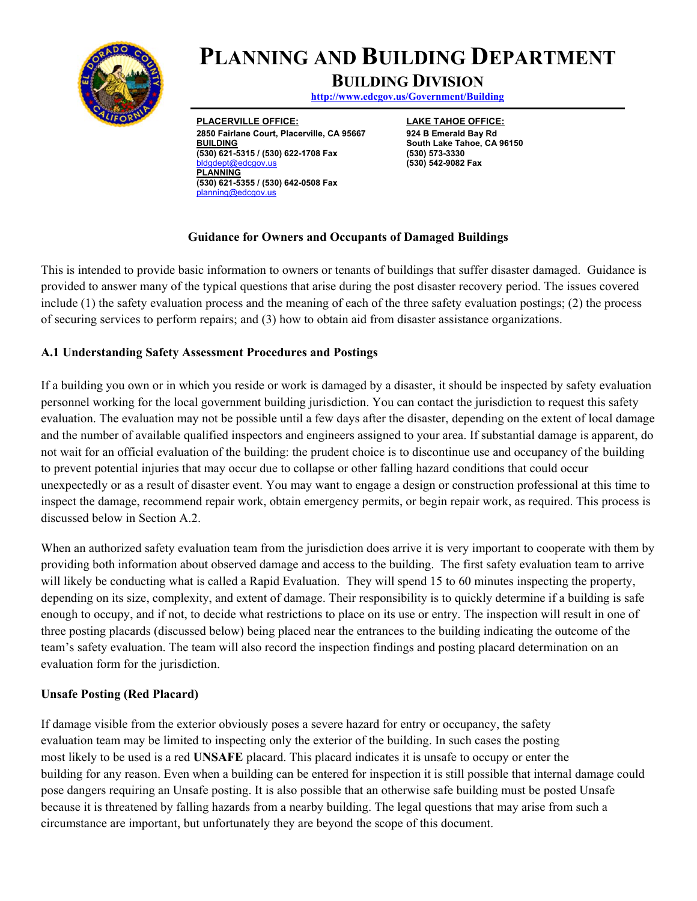# PLANNING AND BUILDING DEPARTMENT

## BUILDING DIVISION

http://www.edcgov.us/Government/Building

**PLACERVILLE OFFICE:**
**2850 Fairlane Court, Placerville, CA 95667**
**BUILDING**
**(530) 621-5315 / (530) 622-1708 Fax**
bldgdept@edcgov.us
**PLANNING**
**(530) 621-5355 / (530) 642-0508 Fax**
planning@edcgov.us

**LAKE TAHOE OFFICE:**
**924 B Emerald Bay Rd**
**South Lake Tahoe, CA 96150**
**(530) 573-3330**
**(530) 542-9082 Fax**

### Guidance for Owners and Occupants of Damaged Buildings

This is intended to provide basic information to owners or tenants of buildings that suffer disaster damaged. Guidance is provided to answer many of the typical questions that arise during the post disaster recovery period. The issues covered include (1) the safety evaluation process and the meaning of each of the three safety evaluation postings; (2) the process of securing services to perform repairs; and (3) how to obtain aid from disaster assistance organizations.

### A.1 Understanding Safety Assessment Procedures and Postings

If a building you own or in which you reside or work is damaged by a disaster, it should be inspected by safety evaluation personnel working for the local government building jurisdiction. You can contact the jurisdiction to request this safety evaluation. The evaluation may not be possible until a few days after the disaster, depending on the extent of local damage and the number of available qualified inspectors and engineers assigned to your area. If substantial damage is apparent, do not wait for an official evaluation of the building: the prudent choice is to discontinue use and occupancy of the building to prevent potential injuries that may occur due to collapse or other falling hazard conditions that could occur unexpectedly or as a result of disaster event. You may want to engage a design or construction professional at this time to inspect the damage, recommend repair work, obtain emergency permits, or begin repair work, as required. This process is discussed below in Section A.2.

When an authorized safety evaluation team from the jurisdiction does arrive it is very important to cooperate with them by providing both information about observed damage and access to the building. The first safety evaluation team to arrive will likely be conducting what is called a Rapid Evaluation. They will spend 15 to 60 minutes inspecting the property, depending on its size, complexity, and extent of damage. Their responsibility is to quickly determine if a building is safe enough to occupy, and if not, to decide what restrictions to place on its use or entry. The inspection will result in one of three posting placards (discussed below) being placed near the entrances to the building indicating the outcome of the team's safety evaluation. The team will also record the inspection findings and posting placard determination on an evaluation form for the jurisdiction.

### Unsafe Posting (Red Placard)

If damage visible from the exterior obviously poses a severe hazard for entry or occupancy, the safety evaluation team may be limited to inspecting only the exterior of the building. In such cases the posting most likely to be used is a red **UNSAFE** placard. This placard indicates it is unsafe to occupy or enter the building for any reason. Even when a building can be entered for inspection it is still possible that internal damage could pose dangers requiring an Unsafe posting. It is also possible that an otherwise safe building must be posted Unsafe because it is threatened by falling hazards from a nearby building. The legal questions that may arise from such a circumstance are important, but unfortunately they are beyond the scope of this document.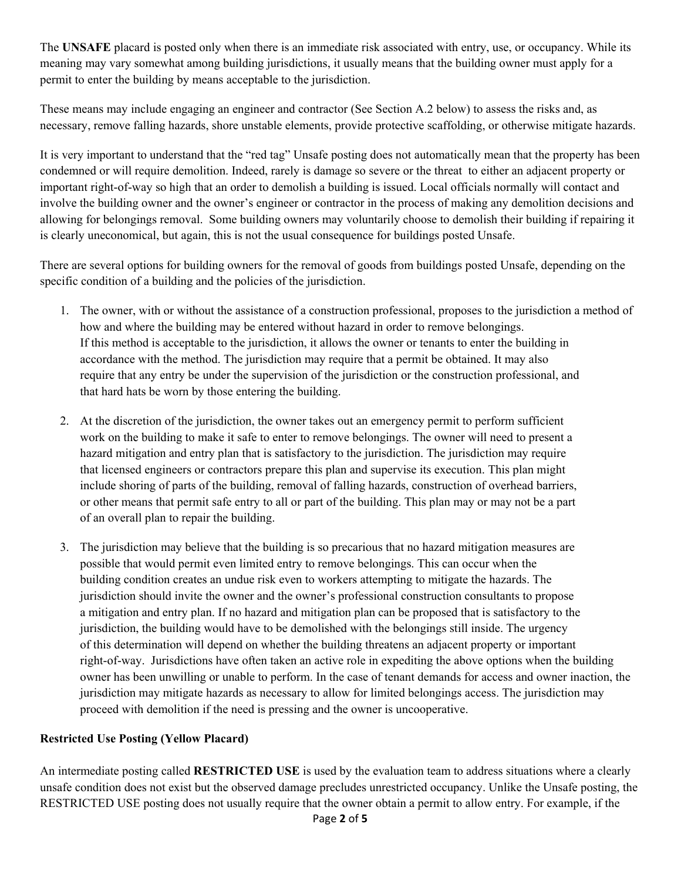The **UNSAFE** placard is posted only when there is an immediate risk associated with entry, use, or occupancy. While its meaning may vary somewhat among building jurisdictions, it usually means that the building owner must apply for a permit to enter the building by means acceptable to the jurisdiction.

These means may include engaging an engineer and contractor (See Section A.2 below) to assess the risks and, as necessary, remove falling hazards, shore unstable elements, provide protective scaffolding, or otherwise mitigate hazards.

It is very important to understand that the "red tag" Unsafe posting does not automatically mean that the property has been condemned or will require demolition. Indeed, rarely is damage so severe or the threat to either an adjacent property or important right-of-way so high that an order to demolish a building is issued. Local officials normally will contact and involve the building owner and the owner's engineer or contractor in the process of making any demolition decisions and allowing for belongings removal. Some building owners may voluntarily choose to demolish their building if repairing it is clearly uneconomical, but again, this is not the usual consequence for buildings posted Unsafe.

There are several options for building owners for the removal of goods from buildings posted Unsafe, depending on the specific condition of a building and the policies of the jurisdiction.

1. The owner, with or without the assistance of a construction professional, proposes to the jurisdiction a method of how and where the building may be entered without hazard in order to remove belongings. If this method is acceptable to the jurisdiction, it allows the owner or tenants to enter the building in accordance with the method. The jurisdiction may require that a permit be obtained. It may also require that any entry be under the supervision of the jurisdiction or the construction professional, and that hard hats be worn by those entering the building.

2. At the discretion of the jurisdiction, the owner takes out an emergency permit to perform sufficient work on the building to make it safe to enter to remove belongings. The owner will need to present a hazard mitigation and entry plan that is satisfactory to the jurisdiction. The jurisdiction may require that licensed engineers or contractors prepare this plan and supervise its execution. This plan might include shoring of parts of the building, removal of falling hazards, construction of overhead barriers, or other means that permit safe entry to all or part of the building. This plan may or may not be a part of an overall plan to repair the building.

3. The jurisdiction may believe that the building is so precarious that no hazard mitigation measures are possible that would permit even limited entry to remove belongings. This can occur when the building condition creates an undue risk even to workers attempting to mitigate the hazards. The jurisdiction should invite the owner and the owner's professional construction consultants to propose a mitigation and entry plan. If no hazard and mitigation plan can be proposed that is satisfactory to the jurisdiction, the building would have to be demolished with the belongings still inside. The urgency of this determination will depend on whether the building threatens an adjacent property or important right-of-way. Jurisdictions have often taken an active role in expediting the above options when the building owner has been unwilling or unable to perform. In the case of tenant demands for access and owner inaction, the jurisdiction may mitigate hazards as necessary to allow for limited belongings access. The jurisdiction may proceed with demolition if the need is pressing and the owner is uncooperative.

**Restricted Use Posting (Yellow Placard)**

An intermediate posting called **RESTRICTED USE** is used by the evaluation team to address situations where a clearly unsafe condition does not exist but the observed damage precludes unrestricted occupancy. Unlike the Unsafe posting, the RESTRICTED USE posting does not usually require that the owner obtain a permit to allow entry. For example, if the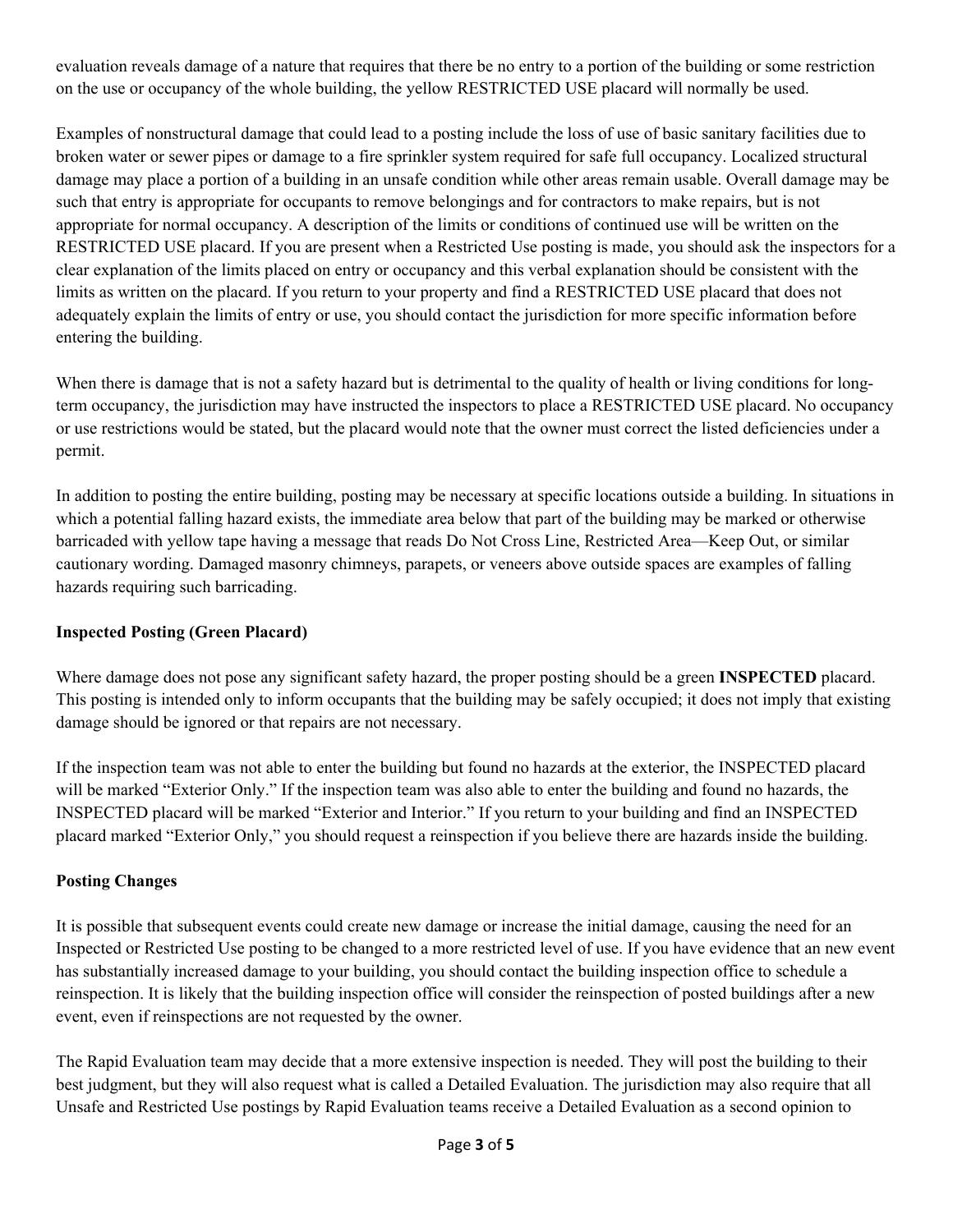evaluation reveals damage of a nature that requires that there be no entry to a portion of the building or some restriction on the use or occupancy of the whole building, the yellow RESTRICTED USE placard will normally be used.

Examples of nonstructural damage that could lead to a posting include the loss of use of basic sanitary facilities due to broken water or sewer pipes or damage to a fire sprinkler system required for safe full occupancy. Localized structural damage may place a portion of a building in an unsafe condition while other areas remain usable. Overall damage may be such that entry is appropriate for occupants to remove belongings and for contractors to make repairs, but is not appropriate for normal occupancy. A description of the limits or conditions of continued use will be written on the RESTRICTED USE placard. If you are present when a Restricted Use posting is made, you should ask the inspectors for a clear explanation of the limits placed on entry or occupancy and this verbal explanation should be consistent with the limits as written on the placard. If you return to your property and find a RESTRICTED USE placard that does not adequately explain the limits of entry or use, you should contact the jurisdiction for more specific information before entering the building.

When there is damage that is not a safety hazard but is detrimental to the quality of health or living conditions for long-term occupancy, the jurisdiction may have instructed the inspectors to place a RESTRICTED USE placard. No occupancy or use restrictions would be stated, but the placard would note that the owner must correct the listed deficiencies under a permit.

In addition to posting the entire building, posting may be necessary at specific locations outside a building. In situations in which a potential falling hazard exists, the immediate area below that part of the building may be marked or otherwise barricaded with yellow tape having a message that reads Do Not Cross Line, Restricted Area—Keep Out, or similar cautionary wording. Damaged masonry chimneys, parapets, or veneers above outside spaces are examples of falling hazards requiring such barricading.

**Inspected Posting (Green Placard)**

Where damage does not pose any significant safety hazard, the proper posting should be a green **INSPECTED** placard. This posting is intended only to inform occupants that the building may be safely occupied; it does not imply that existing damage should be ignored or that repairs are not necessary.

If the inspection team was not able to enter the building but found no hazards at the exterior, the INSPECTED placard will be marked "Exterior Only." If the inspection team was also able to enter the building and found no hazards, the INSPECTED placard will be marked "Exterior and Interior." If you return to your building and find an INSPECTED placard marked "Exterior Only," you should request a reinspection if you believe there are hazards inside the building.

**Posting Changes**

It is possible that subsequent events could create new damage or increase the initial damage, causing the need for an Inspected or Restricted Use posting to be changed to a more restricted level of use. If you have evidence that an new event has substantially increased damage to your building, you should contact the building inspection office to schedule a reinspection. It is likely that the building inspection office will consider the reinspection of posted buildings after a new event, even if reinspections are not requested by the owner.

The Rapid Evaluation team may decide that a more extensive inspection is needed. They will post the building to their best judgment, but they will also request what is called a Detailed Evaluation. The jurisdiction may also require that all Unsafe and Restricted Use postings by Rapid Evaluation teams receive a Detailed Evaluation as a second opinion to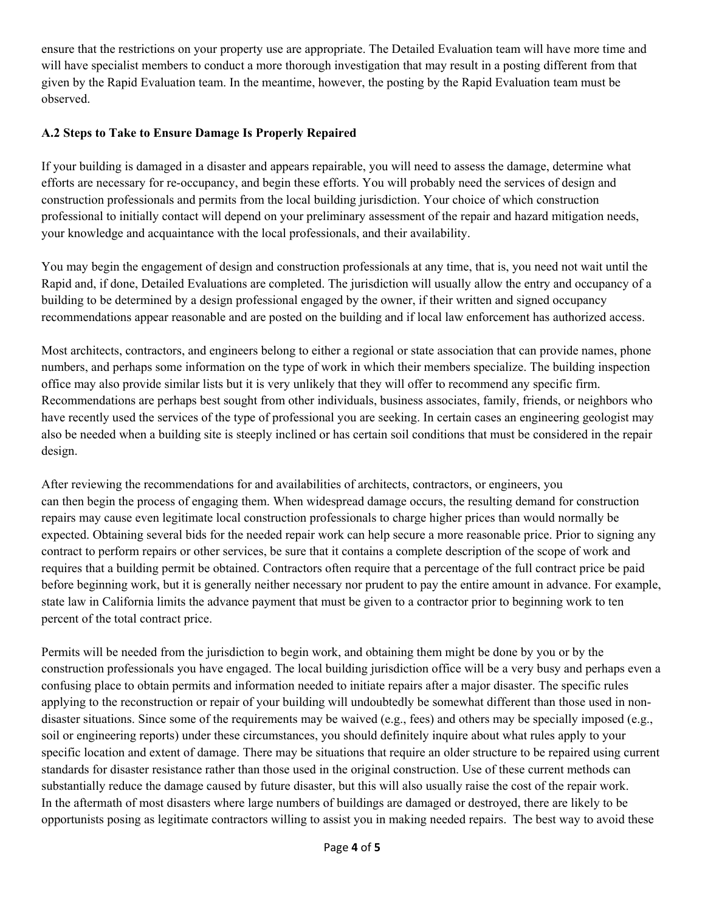ensure that the restrictions on your property use are appropriate. The Detailed Evaluation team will have more time and will have specialist members to conduct a more thorough investigation that may result in a posting different from that given by the Rapid Evaluation team. In the meantime, however, the posting by the Rapid Evaluation team must be observed.

### A.2 Steps to Take to Ensure Damage Is Properly Repaired

If your building is damaged in a disaster and appears repairable, you will need to assess the damage, determine what efforts are necessary for re-occupancy, and begin these efforts. You will probably need the services of design and construction professionals and permits from the local building jurisdiction. Your choice of which construction professional to initially contact will depend on your preliminary assessment of the repair and hazard mitigation needs, your knowledge and acquaintance with the local professionals, and their availability.

You may begin the engagement of design and construction professionals at any time, that is, you need not wait until the Rapid and, if done, Detailed Evaluations are completed. The jurisdiction will usually allow the entry and occupancy of a building to be determined by a design professional engaged by the owner, if their written and signed occupancy recommendations appear reasonable and are posted on the building and if local law enforcement has authorized access.

Most architects, contractors, and engineers belong to either a regional or state association that can provide names, phone numbers, and perhaps some information on the type of work in which their members specialize. The building inspection office may also provide similar lists but it is very unlikely that they will offer to recommend any specific firm. Recommendations are perhaps best sought from other individuals, business associates, family, friends, or neighbors who have recently used the services of the type of professional you are seeking. In certain cases an engineering geologist may also be needed when a building site is steeply inclined or has certain soil conditions that must be considered in the repair design.

After reviewing the recommendations for and availabilities of architects, contractors, or engineers, you can then begin the process of engaging them. When widespread damage occurs, the resulting demand for construction repairs may cause even legitimate local construction professionals to charge higher prices than would normally be expected. Obtaining several bids for the needed repair work can help secure a more reasonable price. Prior to signing any contract to perform repairs or other services, be sure that it contains a complete description of the scope of work and requires that a building permit be obtained. Contractors often require that a percentage of the full contract price be paid before beginning work, but it is generally neither necessary nor prudent to pay the entire amount in advance. For example, state law in California limits the advance payment that must be given to a contractor prior to beginning work to ten percent of the total contract price.

Permits will be needed from the jurisdiction to begin work, and obtaining them might be done by you or by the construction professionals you have engaged. The local building jurisdiction office will be a very busy and perhaps even a confusing place to obtain permits and information needed to initiate repairs after a major disaster. The specific rules applying to the reconstruction or repair of your building will undoubtedly be somewhat different than those used in non-disaster situations. Since some of the requirements may be waived (e.g., fees) and others may be specially imposed (e.g., soil or engineering reports) under these circumstances, you should definitely inquire about what rules apply to your specific location and extent of damage. There may be situations that require an older structure to be repaired using current standards for disaster resistance rather than those used in the original construction. Use of these current methods can substantially reduce the damage caused by future disaster, but this will also usually raise the cost of the repair work.
In the aftermath of most disasters where large numbers of buildings are damaged or destroyed, there are likely to be opportunists posing as legitimate contractors willing to assist you in making needed repairs. The best way to avoid these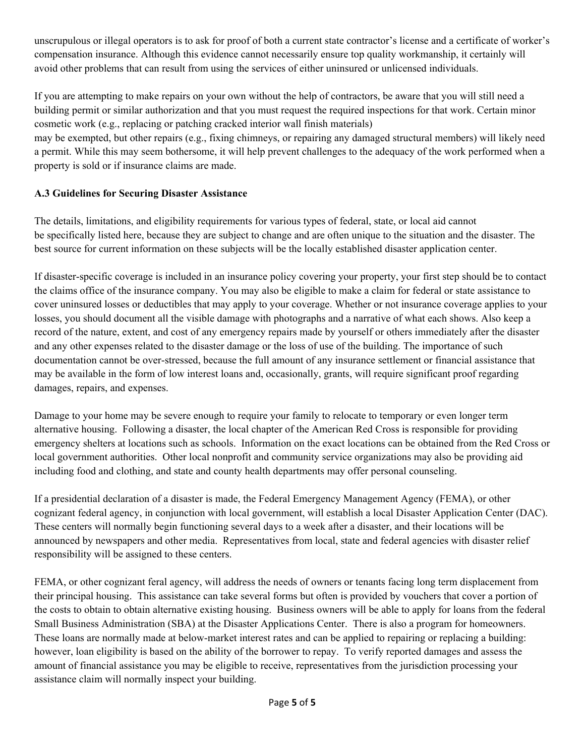unscrupulous or illegal operators is to ask for proof of both a current state contractor's license and a certificate of worker's compensation insurance. Although this evidence cannot necessarily ensure top quality workmanship, it certainly will avoid other problems that can result from using the services of either uninsured or unlicensed individuals.

If you are attempting to make repairs on your own without the help of contractors, be aware that you will still need a building permit or similar authorization and that you must request the required inspections for that work. Certain minor cosmetic work (e.g., replacing or patching cracked interior wall finish materials) may be exempted, but other repairs (e.g., fixing chimneys, or repairing any damaged structural members) will likely need a permit. While this may seem bothersome, it will help prevent challenges to the adequacy of the work performed when a property is sold or if insurance claims are made.

### A.3 Guidelines for Securing Disaster Assistance

The details, limitations, and eligibility requirements for various types of federal, state, or local aid cannot be specifically listed here, because they are subject to change and are often unique to the situation and the disaster. The best source for current information on these subjects will be the locally established disaster application center.

If disaster-specific coverage is included in an insurance policy covering your property, your first step should be to contact the claims office of the insurance company. You may also be eligible to make a claim for federal or state assistance to cover uninsured losses or deductibles that may apply to your coverage. Whether or not insurance coverage applies to your losses, you should document all the visible damage with photographs and a narrative of what each shows. Also keep a record of the nature, extent, and cost of any emergency repairs made by yourself or others immediately after the disaster and any other expenses related to the disaster damage or the loss of use of the building. The importance of such documentation cannot be over-stressed, because the full amount of any insurance settlement or financial assistance that may be available in the form of low interest loans and, occasionally, grants, will require significant proof regarding damages, repairs, and expenses.

Damage to your home may be severe enough to require your family to relocate to temporary or even longer term alternative housing. Following a disaster, the local chapter of the American Red Cross is responsible for providing emergency shelters at locations such as schools. Information on the exact locations can be obtained from the Red Cross or local government authorities. Other local nonprofit and community service organizations may also be providing aid including food and clothing, and state and county health departments may offer personal counseling.

If a presidential declaration of a disaster is made, the Federal Emergency Management Agency (FEMA), or other cognizant federal agency, in conjunction with local government, will establish a local Disaster Application Center (DAC). These centers will normally begin functioning several days to a week after a disaster, and their locations will be announced by newspapers and other media. Representatives from local, state and federal agencies with disaster relief responsibility will be assigned to these centers.

FEMA, or other cognizant feral agency, will address the needs of owners or tenants facing long term displacement from their principal housing. This assistance can take several forms but often is provided by vouchers that cover a portion of the costs to obtain to obtain alternative existing housing. Business owners will be able to apply for loans from the federal Small Business Administration (SBA) at the Disaster Applications Center. There is also a program for homeowners. These loans are normally made at below-market interest rates and can be applied to repairing or replacing a building: however, loan eligibility is based on the ability of the borrower to repay. To verify reported damages and assess the amount of financial assistance you may be eligible to receive, representatives from the jurisdiction processing your assistance claim will normally inspect your building.